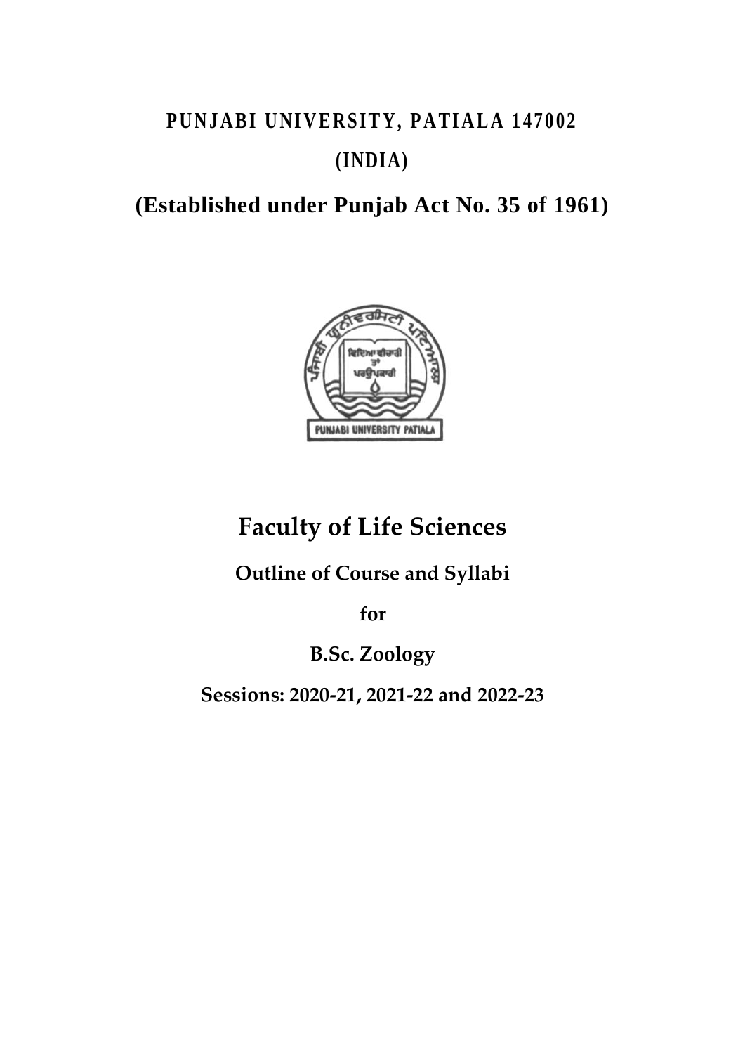# PUNJABI UNIVERSITY, PATIALA 147002

# (INDIA)

## (Established under Punjab Act No. 35 of 1961)

# Faculty of Life Sciences

## Outline of Course and Syllabi

## for

## B.Sc. Zoology

## Sessions: 2020-21, 2021-22 and 2022-23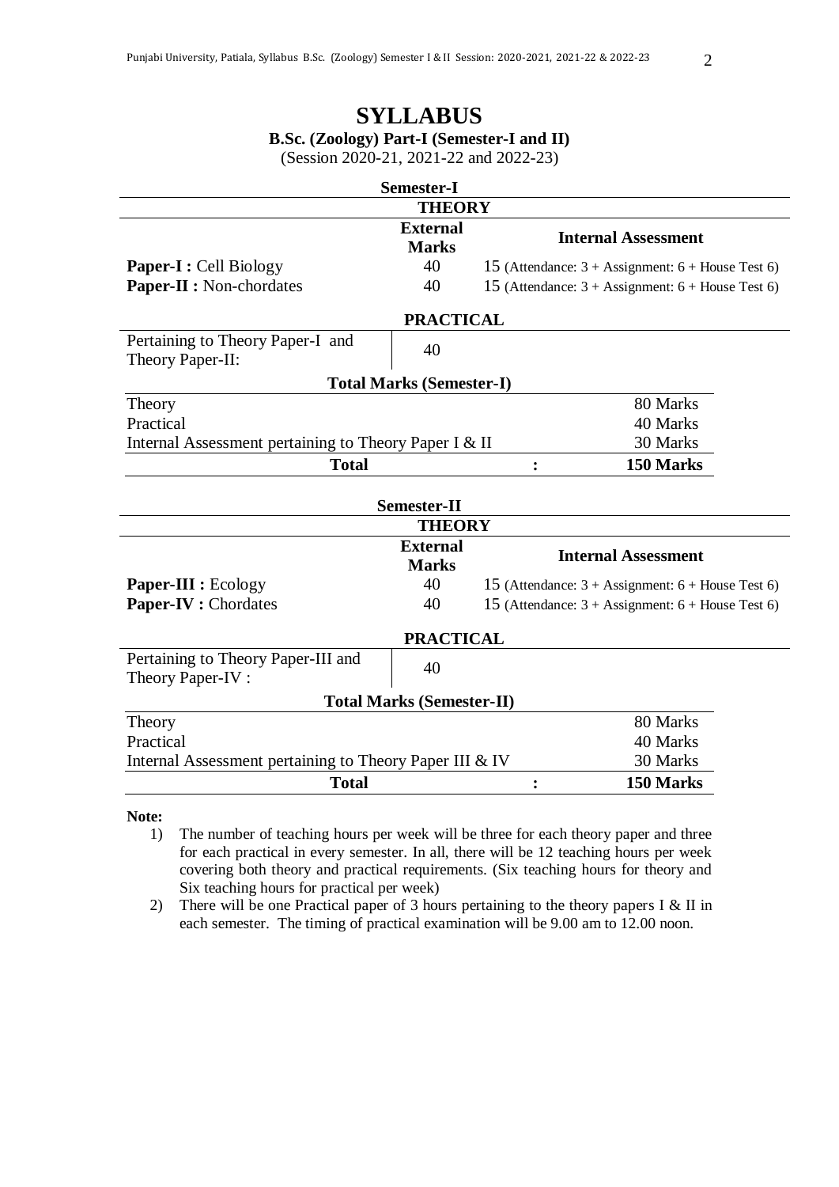# SYLLABUS

**B.Sc. (Zoology) Part-I (Semester-I and II)**

(Session 2020-21, 2021-22 and 2022-23)

## Semester-I

### THEORY

| | External Marks | Internal Assessment |
|---|---|---|
| **Paper-I :** Cell Biology | 40 | 15 (Attendance: 3 + Assignment: 6 + House Test 6) |
| **Paper-II :** Non-chordates | 40 | 15 (Attendance: 3 + Assignment: 6 + House Test 6) |

### PRACTICAL

| | |
|---|---|
| Pertaining to Theory Paper-I and Theory Paper-II: | 40 |

### Total Marks (Semester-I)

| | | |
|---|---|---|
| Theory | | 80 Marks |
| Practical | | 40 Marks |
| Internal Assessment pertaining to Theory Paper I & II | | 30 Marks |
| **Total** | : | **150 Marks** |

## Semester-II

### THEORY

| | External Marks | Internal Assessment |
|---|---|---|
| **Paper-III :** Ecology | 40 | 15 (Attendance: 3 + Assignment: 6 + House Test 6) |
| **Paper-IV :** Chordates | 40 | 15 (Attendance: 3 + Assignment: 6 + House Test 6) |

### PRACTICAL

| | |
|---|---|
| Pertaining to Theory Paper-III and Theory Paper-IV : | 40 |

### Total Marks (Semester-II)

| | | |
|---|---|---|
| Theory | | 80 Marks |
| Practical | | 40 Marks |
| Internal Assessment pertaining to Theory Paper III & IV | | 30 Marks |
| **Total** | : | **150 Marks** |

**Note:**

1) The number of teaching hours per week will be three for each theory paper and three for each practical in every semester. In all, there will be 12 teaching hours per week covering both theory and practical requirements. (Six teaching hours for theory and Six teaching hours for practical per week)
2) There will be one Practical paper of 3 hours pertaining to the theory papers I & II in each semester. The timing of practical examination will be 9.00 am to 12.00 noon.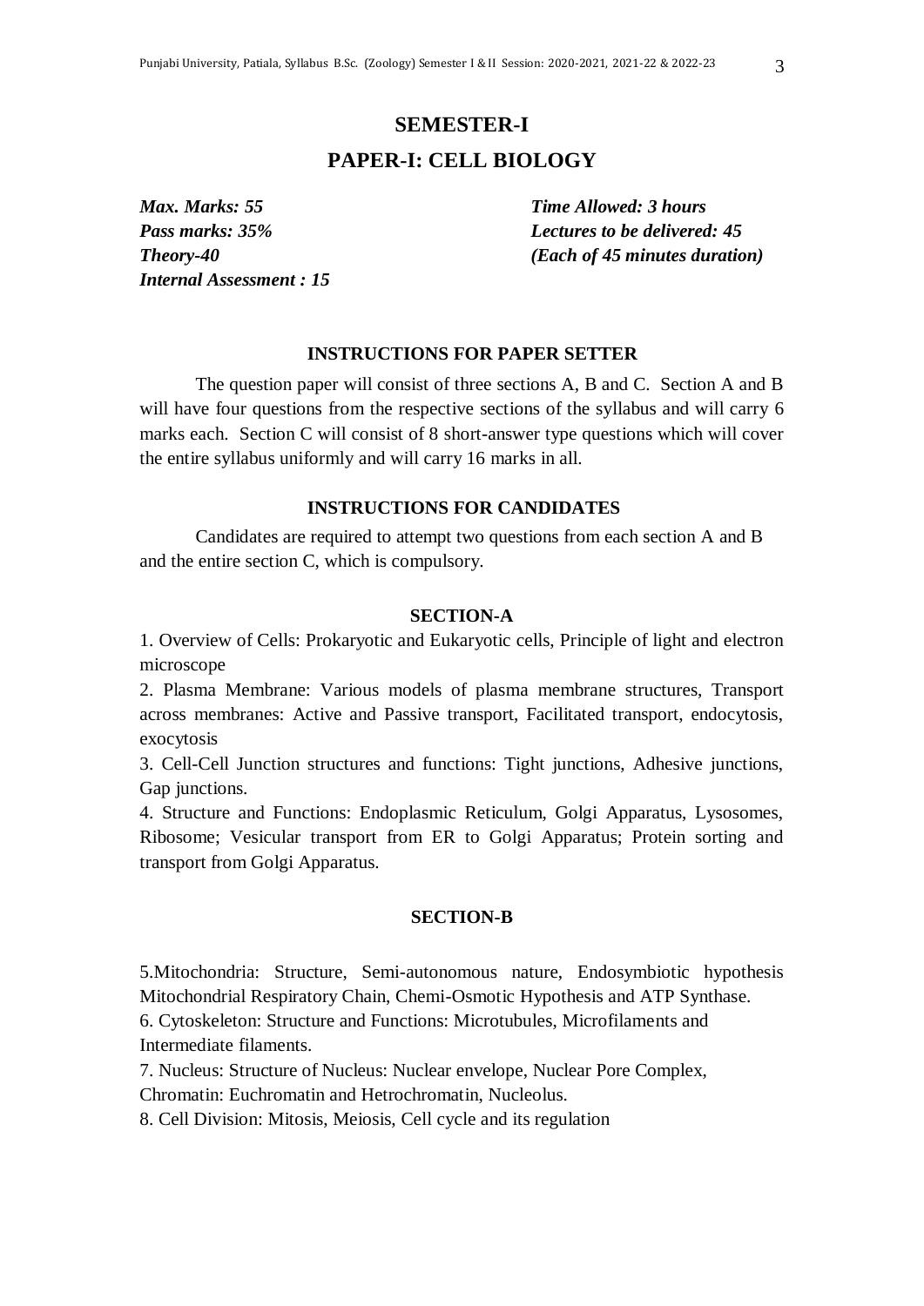# SEMESTER-I

## PAPER-I: CELL BIOLOGY

*Max. Marks: 55*
*Pass marks: 35%*
*Theory-40*
*Internal Assessment : 15*

*Time Allowed: 3 hours*
*Lectures to be delivered: 45*
*(Each of 45 minutes duration)*

### INSTRUCTIONS FOR PAPER SETTER

The question paper will consist of three sections A, B and C. Section A and B will have four questions from the respective sections of the syllabus and will carry 6 marks each. Section C will consist of 8 short-answer type questions which will cover the entire syllabus uniformly and will carry 16 marks in all.

### INSTRUCTIONS FOR CANDIDATES

Candidates are required to attempt two questions from each section A and B and the entire section C, which is compulsory.

### SECTION-A

1. Overview of Cells: Prokaryotic and Eukaryotic cells, Principle of light and electron microscope
2. Plasma Membrane: Various models of plasma membrane structures, Transport across membranes: Active and Passive transport, Facilitated transport, endocytosis, exocytosis
3. Cell-Cell Junction structures and functions: Tight junctions, Adhesive junctions, Gap junctions.
4. Structure and Functions: Endoplasmic Reticulum, Golgi Apparatus, Lysosomes, Ribosome; Vesicular transport from ER to Golgi Apparatus; Protein sorting and transport from Golgi Apparatus.

### SECTION-B

5. Mitochondria: Structure, Semi-autonomous nature, Endosymbiotic hypothesis Mitochondrial Respiratory Chain, Chemi-Osmotic Hypothesis and ATP Synthase.
6. Cytoskeleton: Structure and Functions: Microtubules, Microfilaments and Intermediate filaments.
7. Nucleus: Structure of Nucleus: Nuclear envelope, Nuclear Pore Complex, Chromatin: Euchromatin and Hetrochromatin, Nucleolus.
8. Cell Division: Mitosis, Meiosis, Cell cycle and its regulation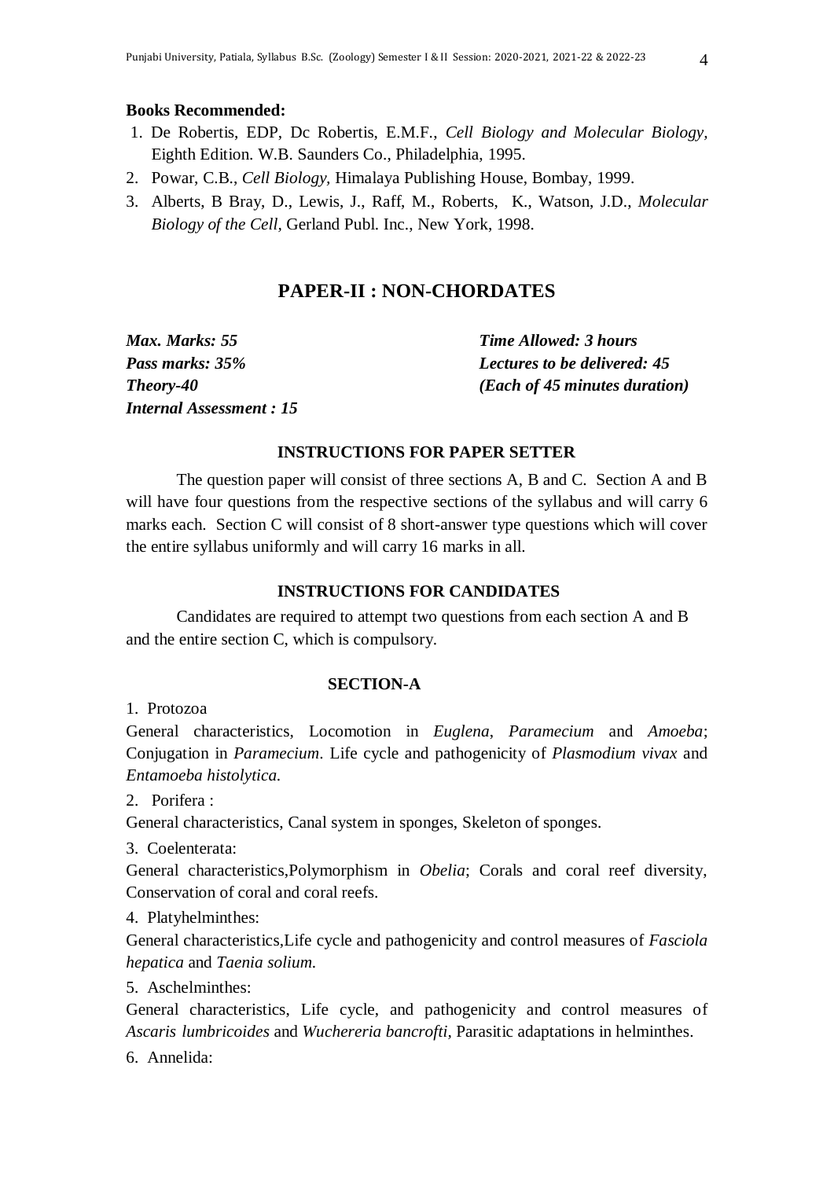**Books Recommended:**

1. De Robertis, EDP, Dc Robertis, E.M.F., *Cell Biology and Molecular Biology*, Eighth Edition. W.B. Saunders Co., Philadelphia, 1995.
2. Powar, C.B., *Cell Biology*, Himalaya Publishing House, Bombay, 1999.
3. Alberts, B Bray, D., Lewis, J., Raff, M., Roberts, K., Watson, J.D., *Molecular Biology of the Cell*, Gerland Publ. Inc., New York, 1998.

## PAPER-II : NON-CHORDATES

***Max. Marks: 55***
***Pass marks: 35%***
***Theory-40***
***Internal Assessment : 15***

***Time Allowed: 3 hours***
***Lectures to be delivered: 45***
***(Each of 45 minutes duration)***

### INSTRUCTIONS FOR PAPER SETTER

The question paper will consist of three sections A, B and C. Section A and B will have four questions from the respective sections of the syllabus and will carry 6 marks each. Section C will consist of 8 short-answer type questions which will cover the entire syllabus uniformly and will carry 16 marks in all.

### INSTRUCTIONS FOR CANDIDATES

Candidates are required to attempt two questions from each section A and B and the entire section C, which is compulsory.

### SECTION-A

1. Protozoa

General characteristics, Locomotion in *Euglena*, *Paramecium* and *Amoeba*; Conjugation in *Paramecium*. Life cycle and pathogenicity of *Plasmodium vivax* and *Entamoeba histolytica.*

2. Porifera :

General characteristics, Canal system in sponges, Skeleton of sponges.

3. Coelenterata:

General characteristics,Polymorphism in *Obelia*; Corals and coral reef diversity, Conservation of coral and coral reefs.

4. Platyhelminthes:

General characteristics,Life cycle and pathogenicity and control measures of *Fasciola hepatica* and *Taenia solium.*

5. Aschelminthes:

General characteristics, Life cycle, and pathogenicity and control measures of *Ascaris lumbricoides* and *Wuchereria bancrofti*, Parasitic adaptations in helminthes.

6. Annelida: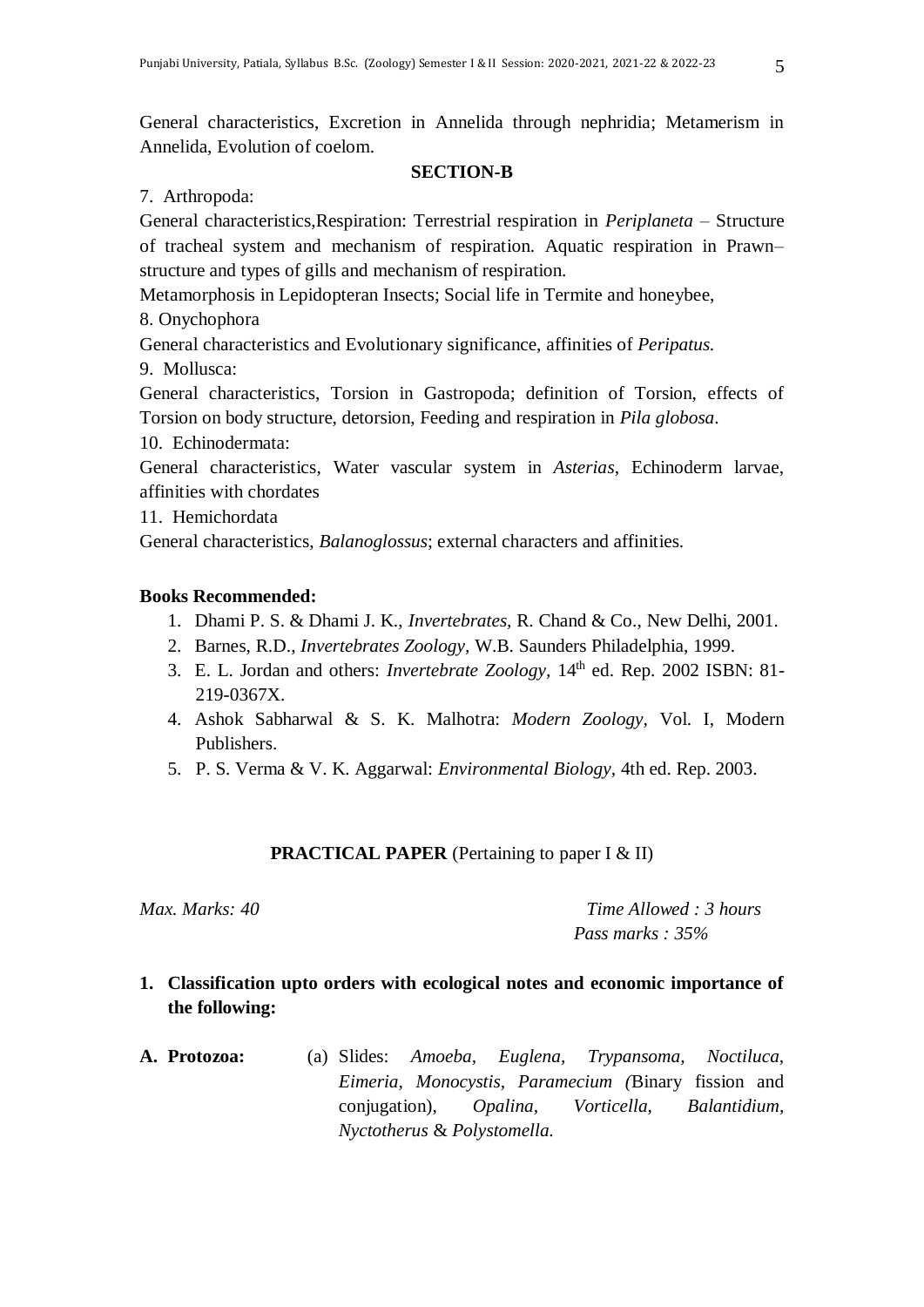General characteristics, Excretion in Annelida through nephridia; Metamerism in Annelida, Evolution of coelom.

**SECTION-B**

7. Arthropoda:

General characteristics,Respiration: Terrestrial respiration in *Periplaneta* – Structure of tracheal system and mechanism of respiration. Aquatic respiration in Prawn– structure and types of gills and mechanism of respiration.

Metamorphosis in Lepidopteran Insects; Social life in Termite and honeybee,

8. Onychophora

General characteristics and Evolutionary significance, affinities of *Peripatus.*

9. Mollusca:

General characteristics, Torsion in Gastropoda; definition of Torsion, effects of Torsion on body structure, detorsion, Feeding and respiration in *Pila globosa*.

10. Echinodermata:

General characteristics, Water vascular system in *Asterias*, Echinoderm larvae, affinities with chordates

11. Hemichordata

General characteristics, *Balanoglossus*; external characters and affinities.

**Books Recommended:**

1. Dhami P. S. & Dhami J. K., *Invertebrates,* R. Chand & Co., New Delhi, 2001.
2. Barnes, R.D., *Invertebrates Zoology,* W.B. Saunders Philadelphia, 1999.
3. E. L. Jordan and others: *Invertebrate Zoology*, 14th ed. Rep. 2002 ISBN: 81-219-0367X.
4. Ashok Sabharwal & S. K. Malhotra: *Modern Zoology*, Vol. I, Modern Publishers.
5. P. S. Verma & V. K. Aggarwal: *Environmental Biology,* 4th ed. Rep. 2003.

**PRACTICAL PAPER** (Pertaining to paper I & II)

*Max. Marks: 40* | *Time Allowed : 3 hours*
*Pass marks : 35%*

1. **Classification upto orders with ecological notes and economic importance of the following:**

**A. Protozoa:** (a) Slides: *Amoeba*, *Euglena*, *Trypansoma*, *Noctiluca*, *Eimeria*, *Monocystis*, *Paramecium (*Binary fission and conjugation), *Opalina*, *Vorticella, Balantidium*, *Nyctotherus* & *Polystomella.*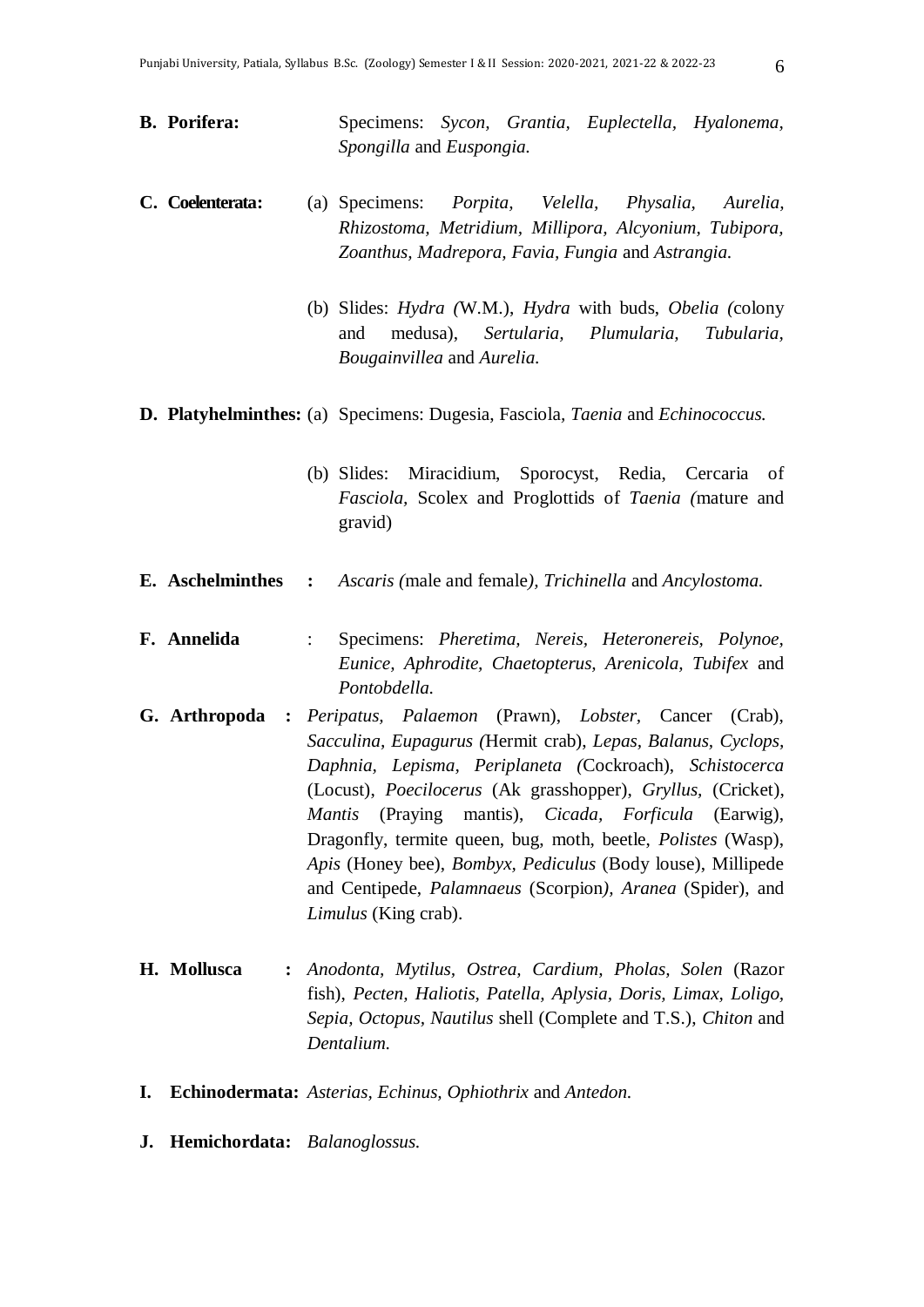**B. Porifera:** Specimens: *Sycon, Grantia, Euplectella, Hyalonema, Spongilla* and *Euspongia.*

**C. Coelenterata:**

(a) Specimens: *Porpita, Velella, Physalia, Aurelia, Rhizostoma, Metridium, Millipora, Alcyonium, Tubipora, Zoanthus, Madrepora, Favia, Fungia* and *Astrangia.*

(b) Slides: *Hydra (*W.M.), *Hydra* with buds, *Obelia (*colony and medusa), *Sertularia, Plumularia, Tubularia, Bougainvillea* and *Aurelia.*

**D. Platyhelminthes:**

(a) Specimens: Dugesia, Fasciola, *Taenia* and *Echinococcus.*

(b) Slides: Miracidium, Sporocyst, Redia, Cercaria of *Fasciola*, Scolex and Proglottids of *Taenia (*mature and gravid)

**E. Aschelminthes :** *Ascaris (*male and female*), Trichinella* and *Ancylostoma.*

**F. Annelida :** Specimens: *Pheretima, Nereis, Heteronereis, Polynoe, Eunice, Aphrodite, Chaetopterus, Arenicola, Tubifex* and *Pontobdella.*

**G. Arthropoda :** *Peripatus, Palaemon* (Prawn), *Lobster,* Cancer (Crab), *Sacculina, Eupagurus (*Hermit crab), *Lepas, Balanus, Cyclops, Daphnia, Lepisma, Periplaneta (*Cockroach), *Schistocerca* (Locust), *Poecilocerus* (Ak grasshopper), *Gryllus,* (Cricket), *Mantis* (Praying mantis), *Cicada, Forficula* (Earwig), Dragonfly, termite queen, bug, moth, beetle, *Polistes* (Wasp), *Apis* (Honey bee), *Bombyx, Pediculus* (Body louse), Millipede and Centipede, *Palamnaeus* (Scorpion*), Aranea* (Spider), and *Limulus* (King crab).

**H. Mollusca :** *Anodonta, Mytilus, Ostrea, Cardium, Pholas, Solen* (Razor fish), *Pecten, Haliotis, Patella, Aplysia, Doris, Limax, Loligo, Sepia, Octopus, Nautilus* shell (Complete and T.S.), *Chiton* and *Dentalium.*

**I. Echinodermata:** *Asterias, Echinus, Ophiothrix* and *Antedon.*

**J. Hemichordata:** *Balanoglossus.*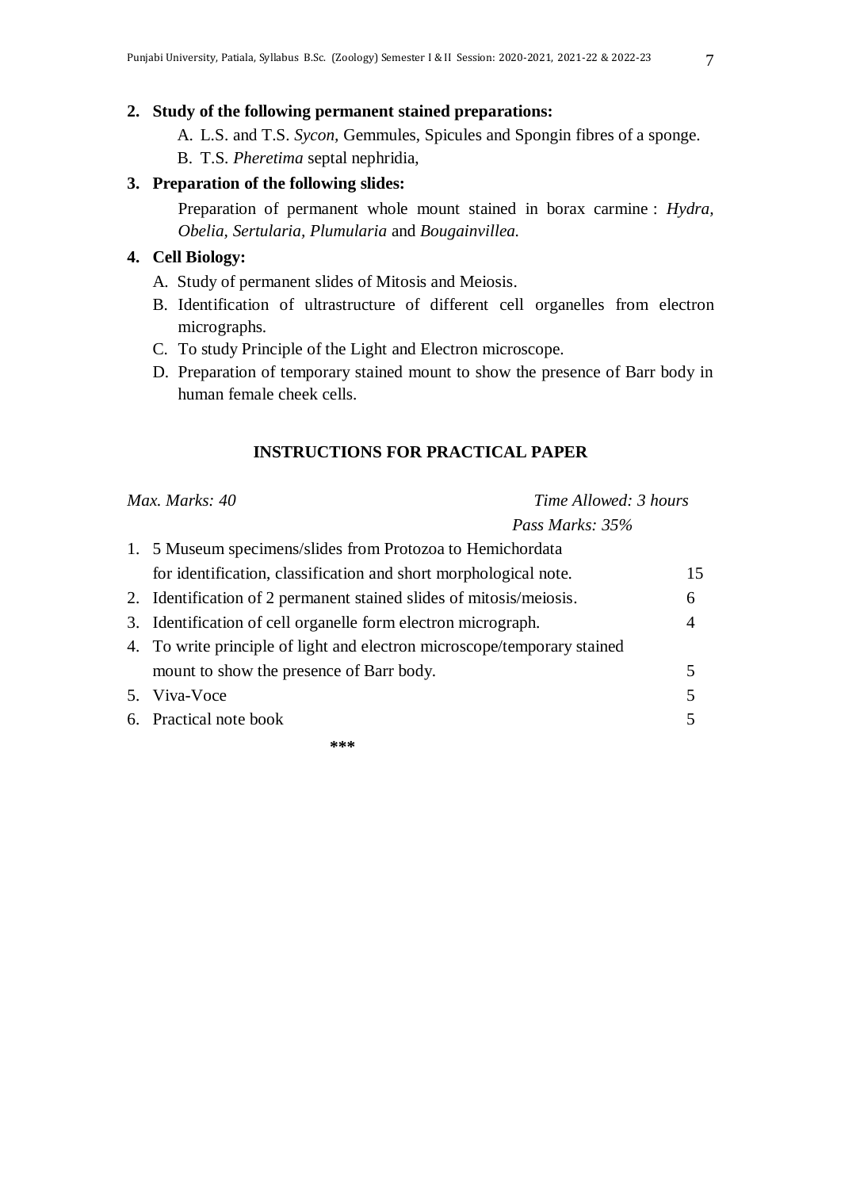**2. Study of the following permanent stained preparations:**

A. L.S. and T.S. *Sycon*, Gemmules, Spicules and Spongin fibres of a sponge.

B. T.S. *Pheretima* septal nephridia,

**3. Preparation of the following slides:**

Preparation of permanent whole mount stained in borax carmine : *Hydra, Obelia, Sertularia, Plumularia* and *Bougainvillea.*

**4. Cell Biology:**

A. Study of permanent slides of Mitosis and Meiosis.

B. Identification of ultrastructure of different cell organelles from electron micrographs.

C. To study Principle of the Light and Electron microscope.

D. Preparation of temporary stained mount to show the presence of Barr body in human female cheek cells.

### INSTRUCTIONS FOR PRACTICAL PAPER

*Max. Marks: 40* | *Time Allowed: 3 hours*

*Pass Marks: 35%*

| | | |
|---|---|---|
| 1. | 5 Museum specimens/slides from Protozoa to Hemichordata for identification, classification and short morphological note. | 15 |
| 2. | Identification of 2 permanent stained slides of mitosis/meiosis. | 6 |
| 3. | Identification of cell organelle form electron micrograph. | 4 |
| 4. | To write principle of light and electron microscope/temporary stained mount to show the presence of Barr body. | 5 |
| 5. | Viva-Voce | 5 |
| 6. | Practical note book | 5 |

***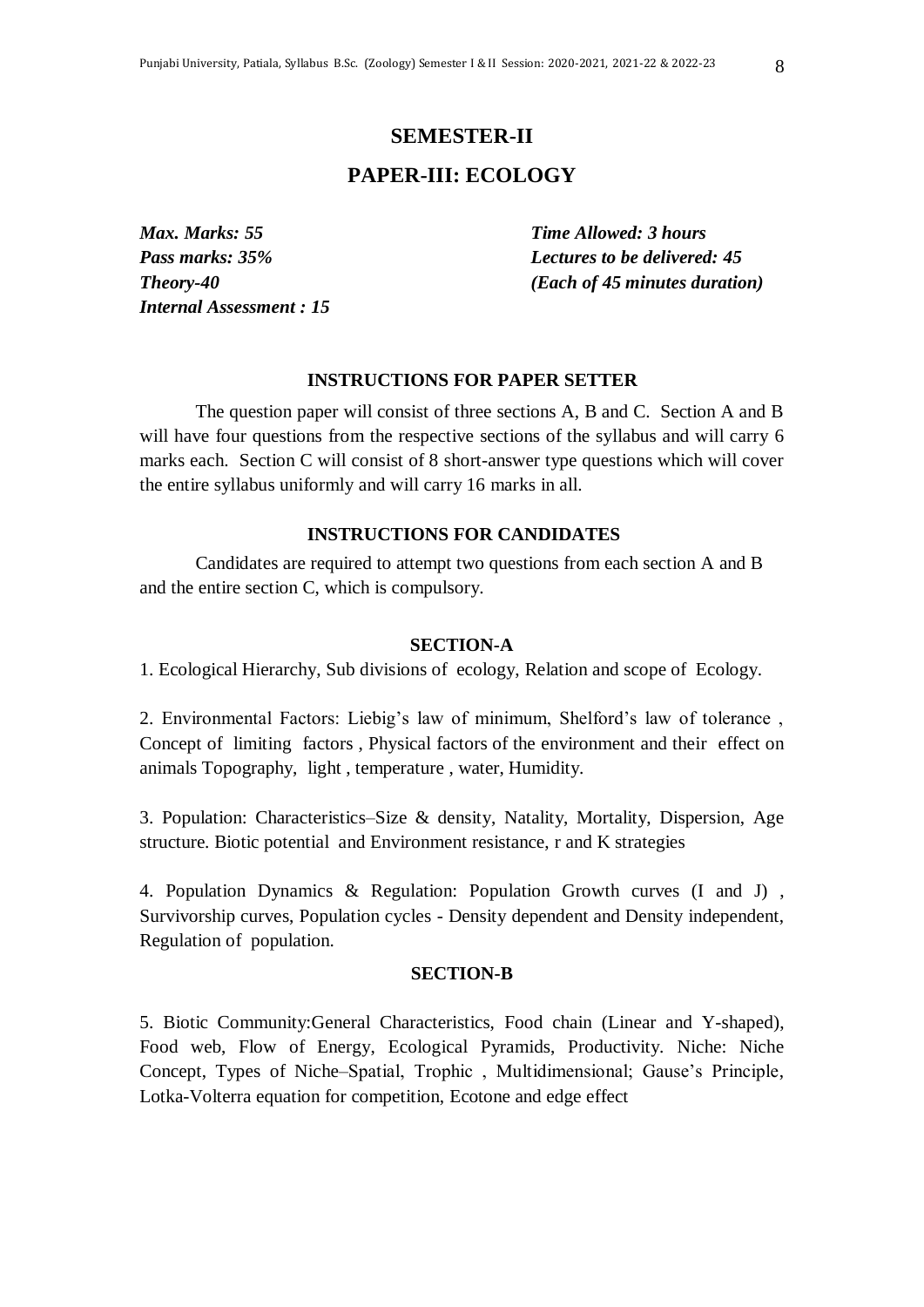## SEMESTER-II

## PAPER-III: ECOLOGY

| | |
|---|---|
| ***Max. Marks: 55*** | ***Time Allowed: 3 hours*** |
| ***Pass marks: 35%*** | ***Lectures to be delivered: 45*** |
| ***Theory-40*** | ***(Each of 45 minutes duration)*** |
| ***Internal Assessment : 15*** | |

### INSTRUCTIONS FOR PAPER SETTER

The question paper will consist of three sections A, B and C. Section A and B will have four questions from the respective sections of the syllabus and will carry 6 marks each. Section C will consist of 8 short-answer type questions which will cover the entire syllabus uniformly and will carry 16 marks in all.

### INSTRUCTIONS FOR CANDIDATES

Candidates are required to attempt two questions from each section A and B and the entire section C, which is compulsory.

### SECTION-A

1. Ecological Hierarchy, Sub divisions of ecology, Relation and scope of Ecology.

2. Environmental Factors: Liebig's law of minimum, Shelford's law of tolerance , Concept of limiting factors , Physical factors of the environment and their effect on animals Topography, light , temperature , water, Humidity.

3. Population: Characteristics–Size & density, Natality, Mortality, Dispersion, Age structure. Biotic potential and Environment resistance, r and K strategies

4. Population Dynamics & Regulation: Population Growth curves (I and J) , Survivorship curves, Population cycles - Density dependent and Density independent, Regulation of population.

### SECTION-B

5. Biotic Community:General Characteristics, Food chain (Linear and Y-shaped), Food web, Flow of Energy, Ecological Pyramids, Productivity. Niche: Niche Concept, Types of Niche–Spatial, Trophic , Multidimensional; Gause's Principle, Lotka-Volterra equation for competition, Ecotone and edge effect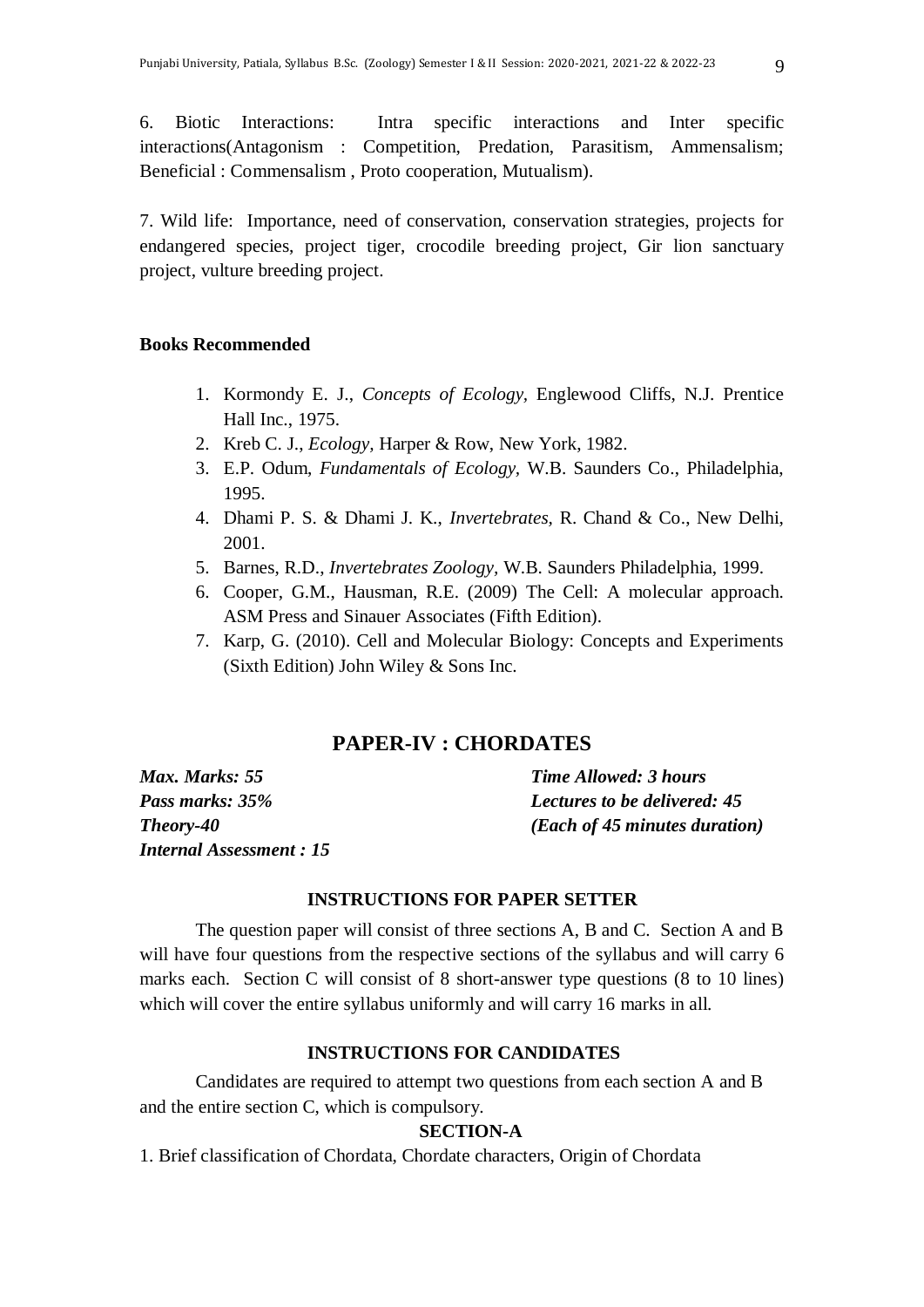6. Biotic Interactions: Intra specific interactions and Inter specific interactions(Antagonism : Competition, Predation, Parasitism, Ammensalism; Beneficial : Commensalism , Proto cooperation, Mutualism).

7. Wild life: Importance, need of conservation, conservation strategies, projects for endangered species, project tiger, crocodile breeding project, Gir lion sanctuary project, vulture breeding project.

**Books Recommended**

1. Kormondy E. J., *Concepts of Ecology*, Englewood Cliffs, N.J. Prentice Hall Inc., 1975.
2. Kreb C. J., *Ecology*, Harper & Row, New York, 1982.
3. E.P. Odum, *Fundamentals of Ecology*, W.B. Saunders Co., Philadelphia, 1995.
4. Dhami P. S. & Dhami J. K., *Invertebrates*, R. Chand & Co., New Delhi, 2001.
5. Barnes, R.D., *Invertebrates Zoology*, W.B. Saunders Philadelphia, 1999.
6. Cooper, G.M., Hausman, R.E. (2009) The Cell: A molecular approach. ASM Press and Sinauer Associates (Fifth Edition).
7. Karp, G. (2010). Cell and Molecular Biology: Concepts and Experiments (Sixth Edition) John Wiley & Sons Inc.

## PAPER-IV : CHORDATES

***Max. Marks: 55*** — ***Time Allowed: 3 hours***
***Pass marks: 35%*** — ***Lectures to be delivered: 45***
***Theory-40*** — ***(Each of 45 minutes duration)***
***Internal Assessment : 15***

### INSTRUCTIONS FOR PAPER SETTER

The question paper will consist of three sections A, B and C. Section A and B will have four questions from the respective sections of the syllabus and will carry 6 marks each. Section C will consist of 8 short-answer type questions (8 to 10 lines) which will cover the entire syllabus uniformly and will carry 16 marks in all.

### INSTRUCTIONS FOR CANDIDATES

Candidates are required to attempt two questions from each section A and B and the entire section C, which is compulsory.

### SECTION-A

1. Brief classification of Chordata, Chordate characters, Origin of Chordata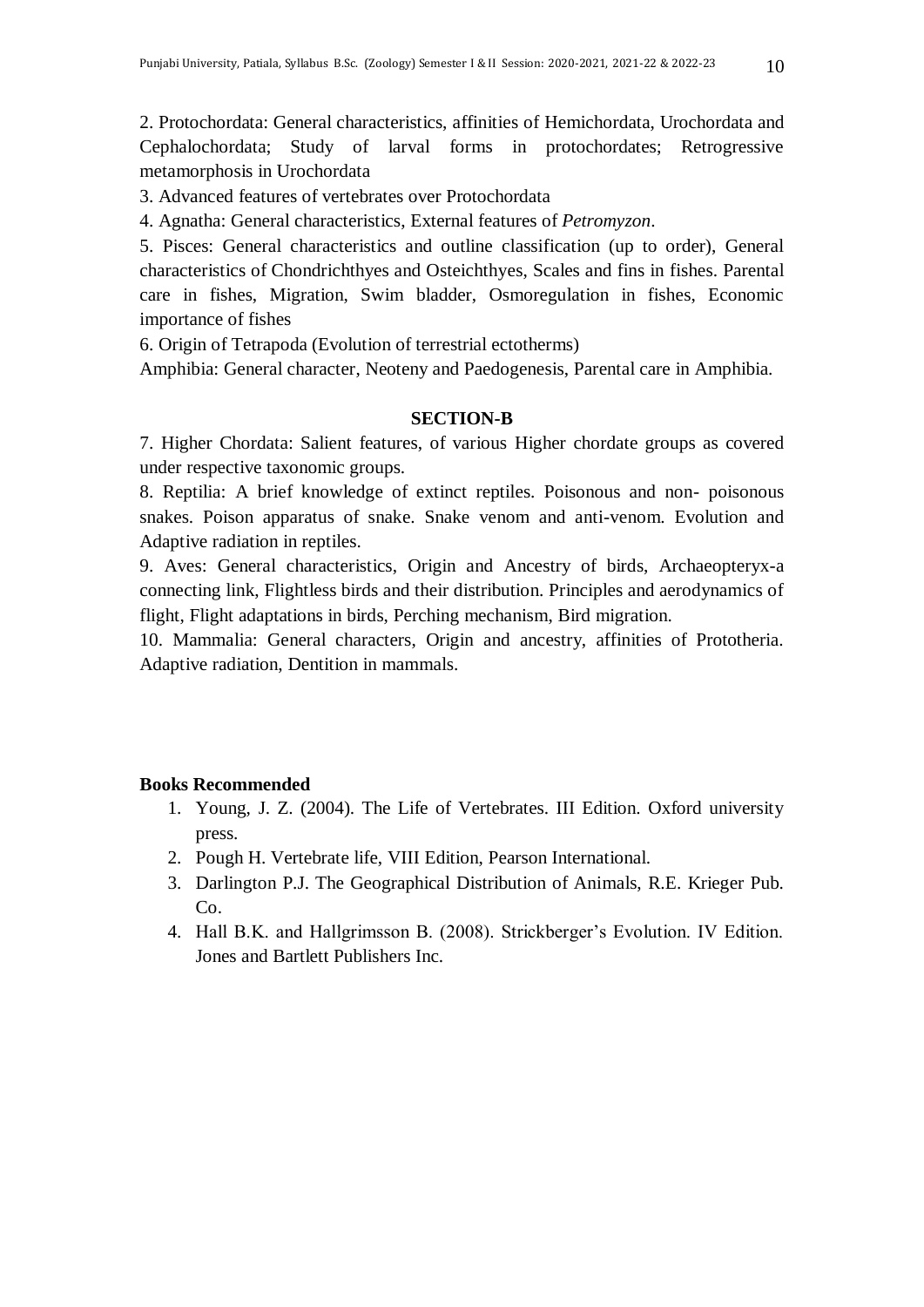2. Protochordata: General characteristics, affinities of Hemichordata, Urochordata and Cephalochordata; Study of larval forms in protochordates; Retrogressive metamorphosis in Urochordata

3. Advanced features of vertebrates over Protochordata

4. Agnatha: General characteristics, External features of *Petromyzon*.

5. Pisces: General characteristics and outline classification (up to order), General characteristics of Chondrichthyes and Osteichthyes, Scales and fins in fishes. Parental care in fishes, Migration, Swim bladder, Osmoregulation in fishes, Economic importance of fishes

6. Origin of Tetrapoda (Evolution of terrestrial ectotherms)
Amphibia: General character, Neoteny and Paedogenesis, Parental care in Amphibia.

**SECTION-B**

7. Higher Chordata: Salient features, of various Higher chordate groups as covered under respective taxonomic groups.

8. Reptilia: A brief knowledge of extinct reptiles. Poisonous and non- poisonous snakes. Poison apparatus of snake. Snake venom and anti-venom. Evolution and Adaptive radiation in reptiles.

9. Aves: General characteristics, Origin and Ancestry of birds, Archaeopteryx-a connecting link, Flightless birds and their distribution. Principles and aerodynamics of flight, Flight adaptations in birds, Perching mechanism, Bird migration.

10. Mammalia: General characters, Origin and ancestry, affinities of Prototheria. Adaptive radiation, Dentition in mammals.

**Books Recommended**

1. Young, J. Z. (2004). The Life of Vertebrates. III Edition. Oxford university press.
2. Pough H. Vertebrate life, VIII Edition, Pearson International.
3. Darlington P.J. The Geographical Distribution of Animals, R.E. Krieger Pub. Co.
4. Hall B.K. and Hallgrimsson B. (2008). Strickberger's Evolution. IV Edition. Jones and Bartlett Publishers Inc.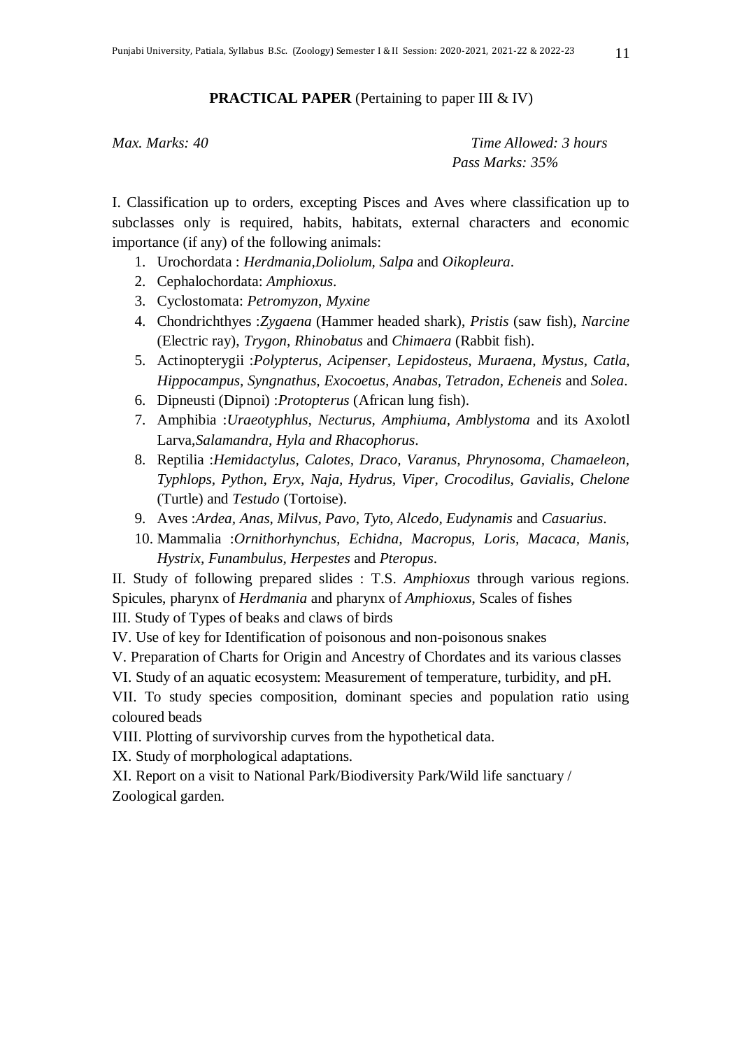## **PRACTICAL PAPER** (Pertaining to paper III & IV)

*Max. Marks: 40* *Time Allowed: 3 hours*
*Pass Marks: 35%*

I. Classification up to orders, excepting Pisces and Aves where classification up to subclasses only is required, habits, habitats, external characters and economic importance (if any) of the following animals:

1. Urochordata : *Herdmania*,*Doliolum*, *Salpa* and *Oikopleura*.
2. Cephalochordata: *Amphioxus*.
3. Cyclostomata: *Petromyzon*, *Myxine*
4. Chondrichthyes :*Zygaena* (Hammer headed shark), *Pristis* (saw fish), *Narcine* (Electric ray), *Trygon*, *Rhinobatus* and *Chimaera* (Rabbit fish).
5. Actinopterygii :*Polypterus, Acipenser, Lepidosteus, Muraena, Mystus, Catla, Hippocampus, Syngnathus, Exocoetus, Anabas, Tetradon, Echeneis* and *Solea*.
6. Dipneusti (Dipnoi) :*Protopterus* (African lung fish).
7. Amphibia :*Uraeotyphlus, Necturus, Amphiuma, Amblystoma* and its Axolotl Larva,*Salamandra, Hyla and Rhacophorus*.
8. Reptilia :*Hemidactylus, Calotes, Draco, Varanus, Phrynosoma, Chamaeleon, Typhlops, Python, Eryx, Naja, Hydrus, Viper, Crocodilus, Gavialis, Chelone* (Turtle) and *Testudo* (Tortoise).
9. Aves :*Ardea, Anas, Milvus, Pavo, Tyto, Alcedo, Eudynamis* and *Casuarius*.
10. Mammalia :*Ornithorhynchus, Echidna, Macropus, Loris, Macaca, Manis, Hystrix, Funambulus, Herpestes* and *Pteropus*.

II. Study of following prepared slides : T.S. *Amphioxus* through various regions. Spicules, pharynx of *Herdmania* and pharynx of *Amphioxus*, Scales of fishes

III. Study of Types of beaks and claws of birds

IV. Use of key for Identification of poisonous and non-poisonous snakes

V. Preparation of Charts for Origin and Ancestry of Chordates and its various classes

VI. Study of an aquatic ecosystem: Measurement of temperature, turbidity, and pH.

VII. To study species composition, dominant species and population ratio using coloured beads

VIII. Plotting of survivorship curves from the hypothetical data.

IX. Study of morphological adaptations.

XI. Report on a visit to National Park/Biodiversity Park/Wild life sanctuary / Zoological garden.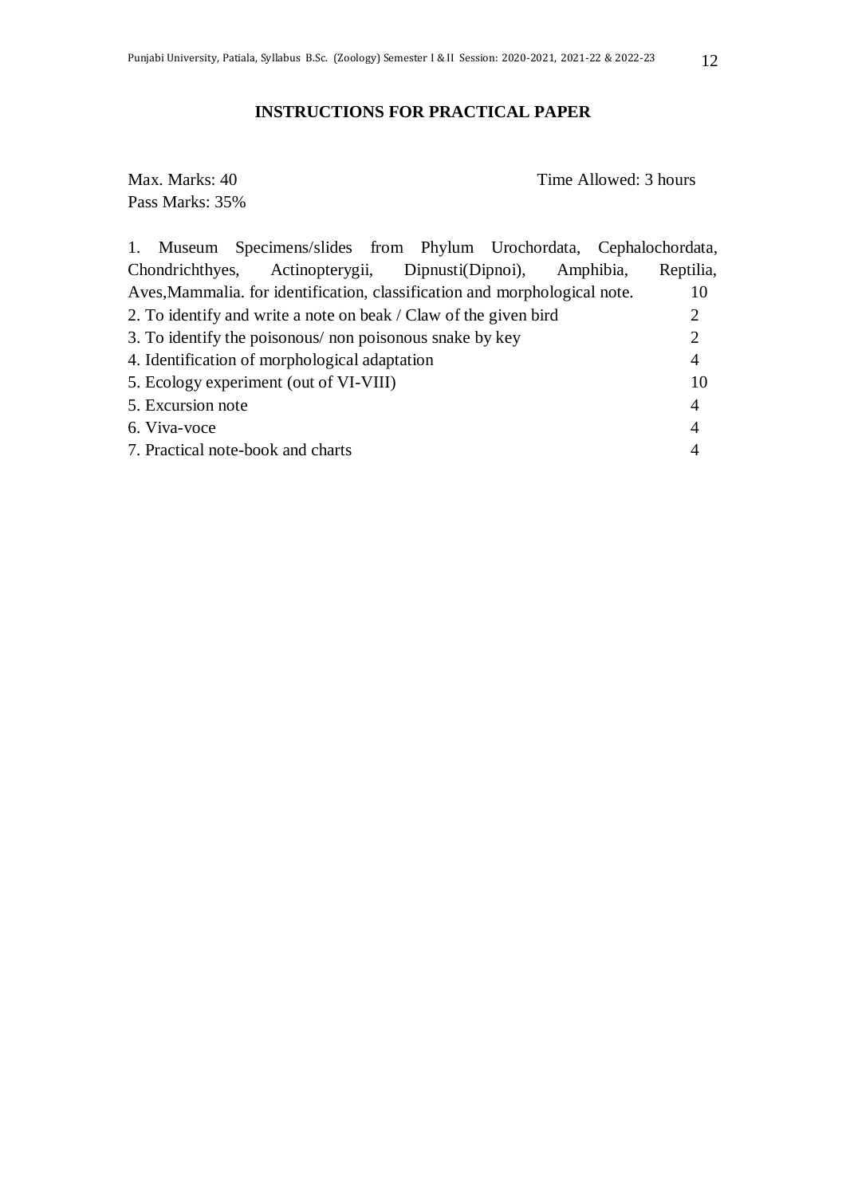## INSTRUCTIONS FOR PRACTICAL PAPER

Max. Marks: 40 Time Allowed: 3 hours
Pass Marks: 35%

| | |
|---|---|
| 1. Museum Specimens/slides from Phylum Urochordata, Cephalochordata, Chondrichthyes, Actinopterygii, Dipnusti(Dipnoi), Amphibia, Reptilia, Aves,Mammalia. for identification, classification and morphological note. | 10 |
| 2. To identify and write a note on beak / Claw of the given bird | 2 |
| 3. To identify the poisonous/ non poisonous snake by key | 2 |
| 4. Identification of morphological adaptation | 4 |
| 5. Ecology experiment (out of VI-VIII) | 10 |
| 5. Excursion note | 4 |
| 6. Viva-voce | 4 |
| 7. Practical note-book and charts | 4 |